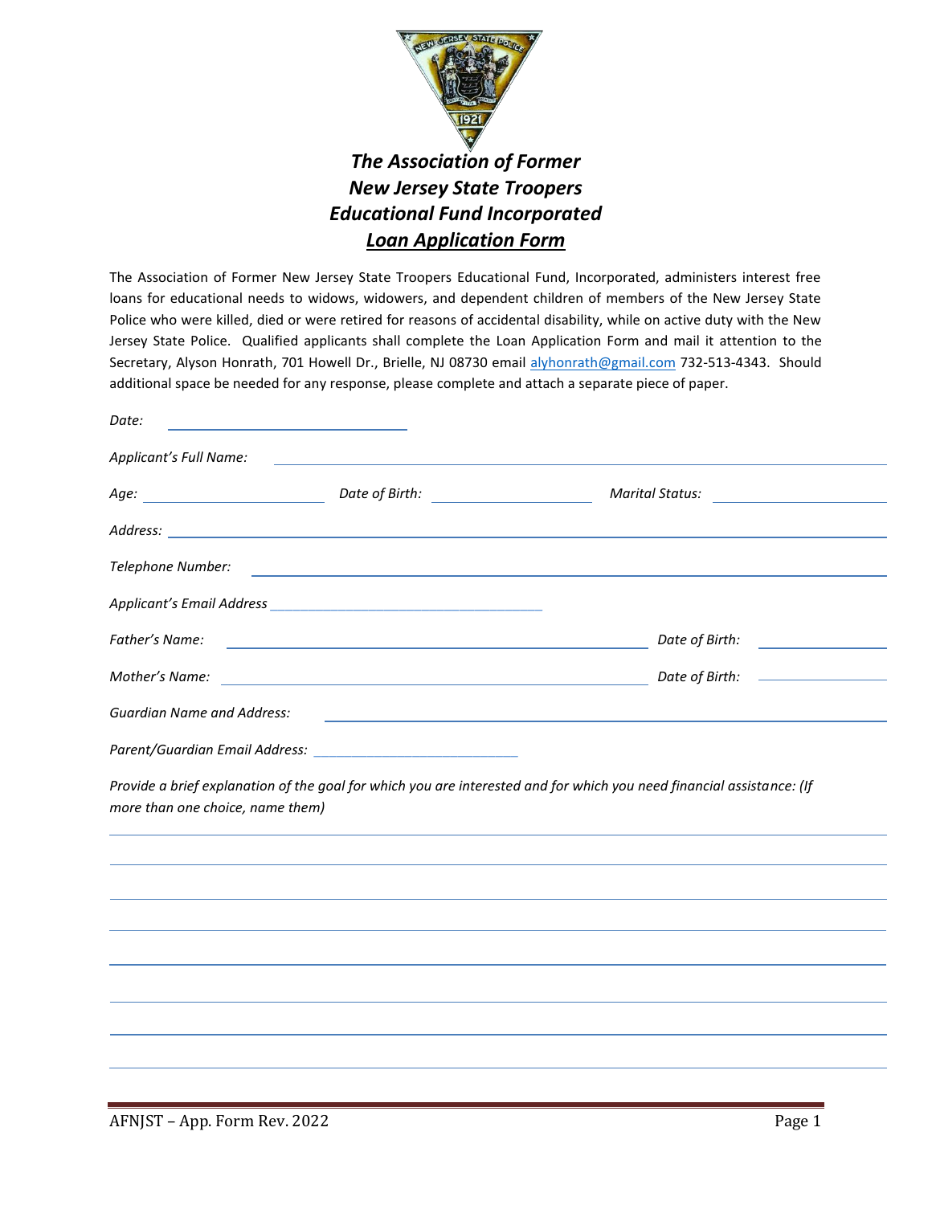# *The Association of Former New Jersey State Troopers Educational Fund Incorporated*

## ***Loan Application Form***

The Association of Former New Jersey State Troopers Educational Fund, Incorporated, administers interest free loans for educational needs to widows, widowers, and dependent children of members of the New Jersey State Police who were killed, died or were retired for reasons of accidental disability, while on active duty with the New Jersey State Police. Qualified applicants shall complete the Loan Application Form and mail it attention to the Secretary, Alyson Honrath, 701 Howell Dr., Brielle, NJ 08730 email alyhonrath@gmail.com 732-513-4343. Should additional space be needed for any response, please complete and attach a separate piece of paper.

*Date:* \_\_\_\_\_\_\_\_\_\_\_\_\_\_\_\_\_\_\_\_

*Applicant's Full Name:* \_\_\_\_\_\_\_\_\_\_\_\_\_\_\_\_\_\_\_\_\_\_\_\_\_\_\_\_\_\_\_\_\_\_\_\_\_\_\_\_

*Age:* \_\_\_\_\_\_\_\_\_\_\_\_ *Date of Birth:* \_\_\_\_\_\_\_\_\_\_\_\_ *Marital Status:* \_\_\_\_\_\_\_\_\_\_\_\_

*Address:* \_\_\_\_\_\_\_\_\_\_\_\_\_\_\_\_\_\_\_\_\_\_\_\_\_\_\_\_\_\_\_\_\_\_\_\_\_\_\_\_\_\_\_\_\_\_\_\_\_\_

*Telephone Number:* \_\_\_\_\_\_\_\_\_\_\_\_\_\_\_\_\_\_\_\_\_\_\_\_\_\_\_\_\_\_\_\_\_\_\_\_\_\_\_\_\_\_

*Applicant's Email Address* \_\_\_\_\_\_\_\_\_\_\_\_\_\_\_\_\_\_\_\_\_\_\_\_

*Father's Name:* \_\_\_\_\_\_\_\_\_\_\_\_\_\_\_\_\_\_\_\_\_\_\_\_\_\_\_\_\_\_\_\_ *Date of Birth:* \_\_\_\_\_\_\_\_\_\_

*Mother's Name:* \_\_\_\_\_\_\_\_\_\_\_\_\_\_\_\_\_\_\_\_\_\_\_\_\_\_\_\_\_\_\_\_ *Date of Birth:* \_\_\_\_\_\_\_\_\_\_

*Guardian Name and Address:* \_\_\_\_\_\_\_\_\_\_\_\_\_\_\_\_\_\_\_\_\_\_\_\_\_\_\_\_\_\_\_\_\_\_\_\_\_\_

*Parent/Guardian Email Address:* \_\_\_\_\_\_\_\_\_\_\_\_\_\_\_\_\_\_\_\_

*Provide a brief explanation of the goal for which you are interested and for which you need financial assistance: (If more than one choice, name them)*

\_\_\_\_\_\_\_\_\_\_\_\_\_\_\_\_\_\_\_\_\_\_\_\_\_\_\_\_\_\_\_\_\_\_\_\_\_\_\_\_\_\_\_\_\_\_\_\_\_\_\_\_\_\_\_\_

\_\_\_\_\_\_\_\_\_\_\_\_\_\_\_\_\_\_\_\_\_\_\_\_\_\_\_\_\_\_\_\_\_\_\_\_\_\_\_\_\_\_\_\_\_\_\_\_\_\_\_\_\_\_\_\_

\_\_\_\_\_\_\_\_\_\_\_\_\_\_\_\_\_\_\_\_\_\_\_\_\_\_\_\_\_\_\_\_\_\_\_\_\_\_\_\_\_\_\_\_\_\_\_\_\_\_\_\_\_\_\_\_

\_\_\_\_\_\_\_\_\_\_\_\_\_\_\_\_\_\_\_\_\_\_\_\_\_\_\_\_\_\_\_\_\_\_\_\_\_\_\_\_\_\_\_\_\_\_\_\_\_\_\_\_\_\_\_\_

\_\_\_\_\_\_\_\_\_\_\_\_\_\_\_\_\_\_\_\_\_\_\_\_\_\_\_\_\_\_\_\_\_\_\_\_\_\_\_\_\_\_\_\_\_\_\_\_\_\_\_\_\_\_\_\_

\_\_\_\_\_\_\_\_\_\_\_\_\_\_\_\_\_\_\_\_\_\_\_\_\_\_\_\_\_\_\_\_\_\_\_\_\_\_\_\_\_\_\_\_\_\_\_\_\_\_\_\_\_\_\_\_

\_\_\_\_\_\_\_\_\_\_\_\_\_\_\_\_\_\_\_\_\_\_\_\_\_\_\_\_\_\_\_\_\_\_\_\_\_\_\_\_\_\_\_\_\_\_\_\_\_\_\_\_\_\_\_\_

\_\_\_\_\_\_\_\_\_\_\_\_\_\_\_\_\_\_\_\_\_\_\_\_\_\_\_\_\_\_\_\_\_\_\_\_\_\_\_\_\_\_\_\_\_\_\_\_\_\_\_\_\_\_\_\_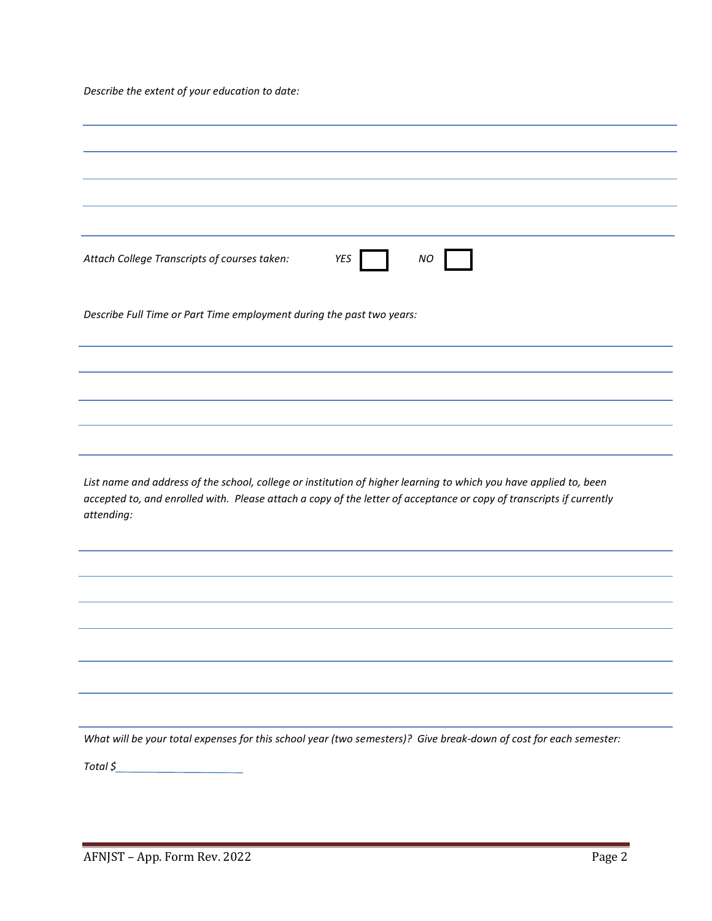*Describe the extent of your education to date:*

*Attach College Transcripts of courses taken:* *YES* ☐ *NO* ☐

*Describe Full Time or Part Time employment during the past two years:*

*List name and address of the school, college or institution of higher learning to which you have applied to, been accepted to, and enrolled with. Please attach a copy of the letter of acceptance or copy of transcripts if currently attending:*

*What will be your total expenses for this school year (two semesters)? Give break-down of cost for each semester:*

*Total $*\_\_\_\_\_\_\_\_\_\_\_\_\_\_\_\_\_\_\_\_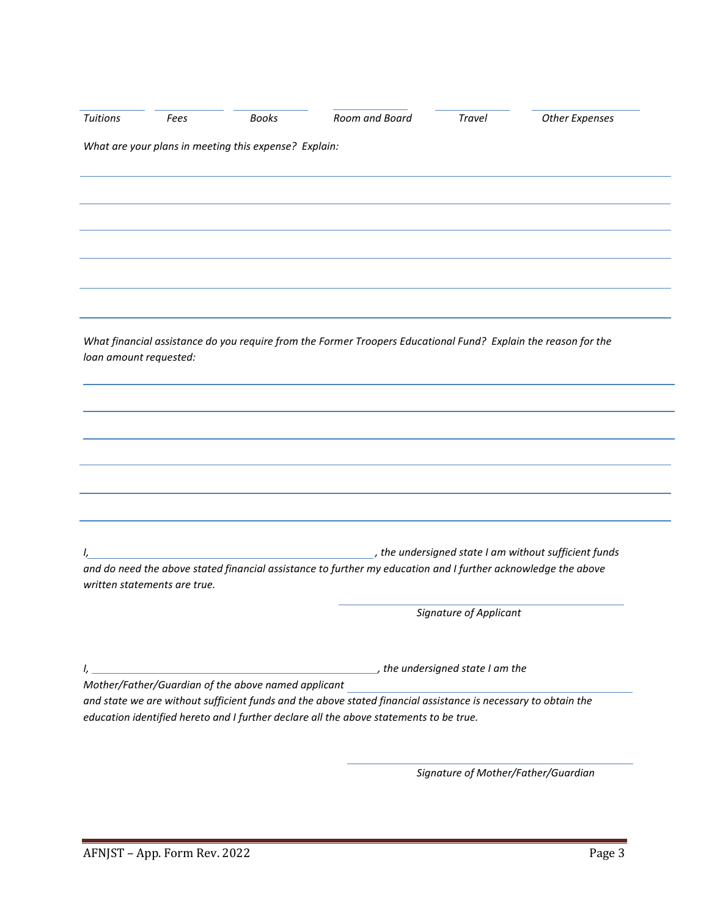| *Tuitions* | *Fees* | *Books* | *Room and Board* | *Travel* | *Other Expenses* |
|---|---|---|---|---|---|
| | | | | | |

*What are your plans in meeting this expense? Explain:*

______________________________________________________________________________

______________________________________________________________________________

______________________________________________________________________________

______________________________________________________________________________

______________________________________________________________________________

______________________________________________________________________________

*What financial assistance do you require from the Former Troopers Educational Fund? Explain the reason for the loan amount requested:*

______________________________________________________________________________

______________________________________________________________________________

______________________________________________________________________________

______________________________________________________________________________

______________________________________________________________________________

______________________________________________________________________________

*I,________________________________________, the undersigned state I am without sufficient funds and do need the above stated financial assistance to further my education and I further acknowledge the above written statements are true.*

______________________________________
*Signature of Applicant*

*I, ________________________________________, the undersigned state I am the Mother/Father/Guardian of the above named applicant ______________________________________ and state we are without sufficient funds and the above stated financial assistance is necessary to obtain the education identified hereto and I further declare all the above statements to be true.*

______________________________________
*Signature of Mother/Father/Guardian*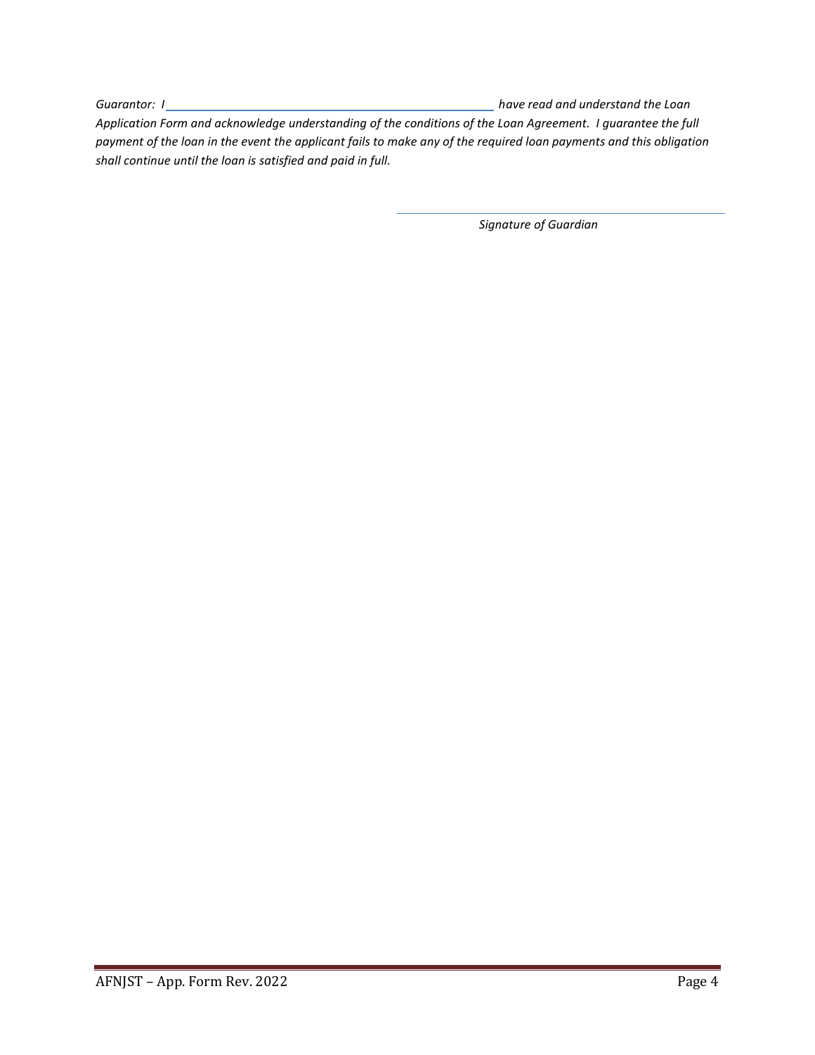*Guarantor: I \_\_\_\_\_\_\_\_\_\_\_\_\_\_\_\_\_\_\_\_\_\_\_\_\_\_\_\_\_\_\_\_\_\_\_\_\_\_\_\_\_\_\_\_\_\_\_\_ have read and understand the Loan Application Form and acknowledge understanding of the conditions of the Loan Agreement. I guarantee the full payment of the loan in the event the applicant fails to make any of the required loan payments and this obligation shall continue until the loan is satisfied and paid in full.*

\_\_\_\_\_\_\_\_\_\_\_\_\_\_\_\_\_\_\_\_\_\_\_\_\_\_\_\_\_\_\_\_\_\_\_\_\_\_\_\_\_\_\_\_\_\_\_\_

*Signature of Guardian*